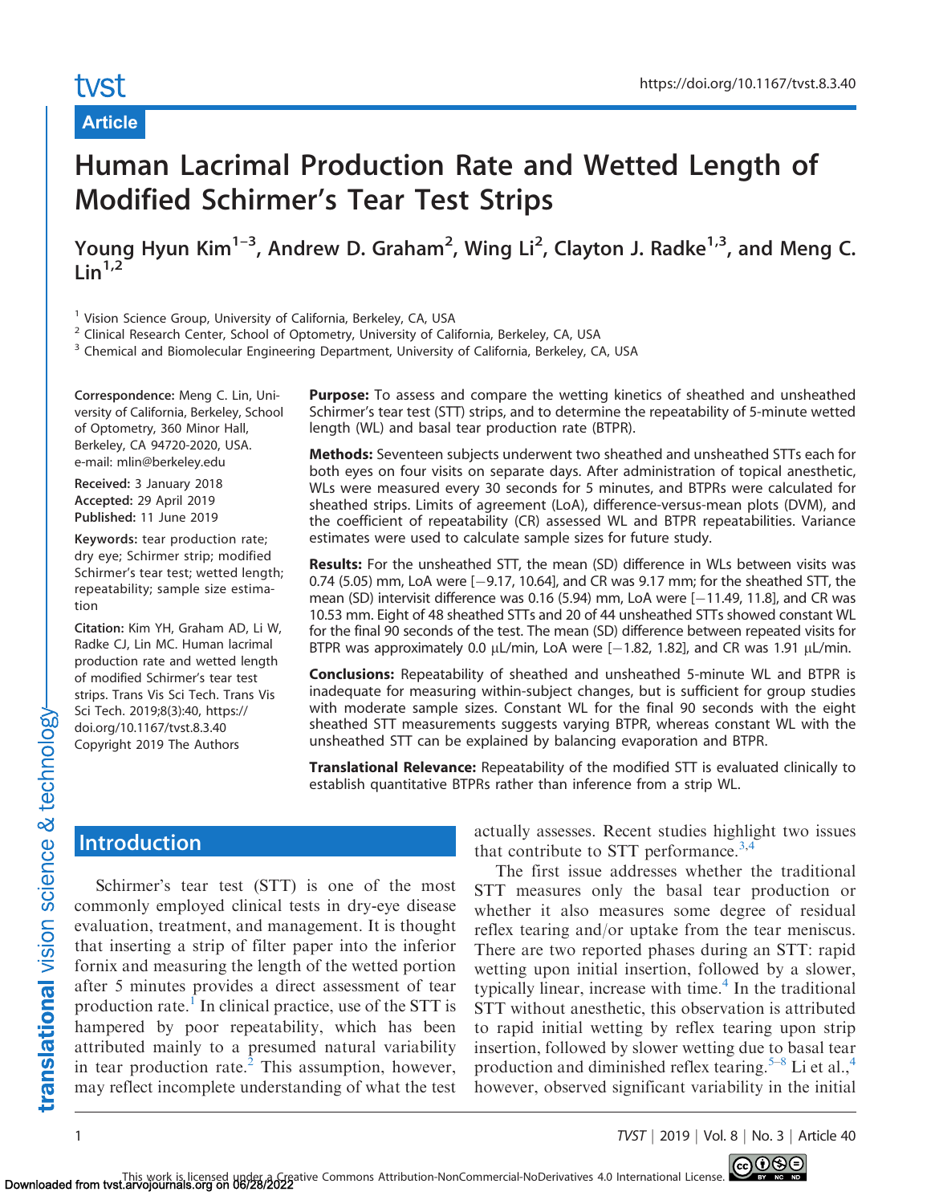Article

# Human Lacrimal Production Rate and Wetted Length of Modified Schirmer's Tear Test Strips

Young Hyun Kim[1–3], Andrew D. Graham[2], Wing Li[2], Clayton J. Radke[1,3], and Meng C. Lin[1,2]

[1] Vision Science Group, University of California, Berkeley, CA, USA
[2] Clinical Research Center, School of Optometry, University of California, Berkeley, CA, USA
[3] Chemical and Biomolecular Engineering Department, University of California, Berkeley, CA, USA

**Correspondence:** Meng C. Lin, University of California, Berkeley, School of Optometry, 360 Minor Hall, Berkeley, CA 94720-2020, USA. e-mail: mlin@berkeley.edu

**Received:** 3 January 2018
**Accepted:** 29 April 2019
**Published:** 11 June 2019

**Keywords:** tear production rate; dry eye; Schirmer strip; modified Schirmer's tear test; wetted length; repeatability; sample size estimation

**Citation:** Kim YH, Graham AD, Li W, Radke CJ, Lin MC. Human lacrimal production rate and wetted length of modified Schirmer's tear test strips. Trans Vis Sci Tech. Trans Vis Sci Tech. 2019;8(3):40, https://doi.org/10.1167/tvst.8.3.40
Copyright 2019 The Authors

**Purpose:** To assess and compare the wetting kinetics of sheathed and unsheathed Schirmer's tear test (STT) strips, and to determine the repeatability of 5-minute wetted length (WL) and basal tear production rate (BTPR).

**Methods:** Seventeen subjects underwent two sheathed and unsheathed STTs each for both eyes on four visits on separate days. After administration of topical anesthetic, WLs were measured every 30 seconds for 5 minutes, and BTPRs were calculated for sheathed strips. Limits of agreement (LoA), difference-versus-mean plots (DVM), and the coefficient of repeatability (CR) assessed WL and BTPR repeatabilities. Variance estimates were used to calculate sample sizes for future study.

**Results:** For the unsheathed STT, the mean (SD) difference in WLs between visits was 0.74 (5.05) mm, LoA were [−9.17, 10.64], and CR was 9.17 mm; for the sheathed STT, the mean (SD) intervisit difference was 0.16 (5.94) mm, LoA were [−11.49, 11.8], and CR was 10.53 mm. Eight of 48 sheathed STTs and 20 of 44 unsheathed STTs showed constant WL for the final 90 seconds of the test. The mean (SD) difference between repeated visits for BTPR was approximately 0.0 μL/min, LoA were [−1.82, 1.82], and CR was 1.91 μL/min.

**Conclusions:** Repeatability of sheathed and unsheathed 5-minute WL and BTPR is inadequate for measuring within-subject changes, but is sufficient for group studies with moderate sample sizes. Constant WL for the final 90 seconds with the eight sheathed STT measurements suggests varying BTPR, whereas constant WL with the unsheathed STT can be explained by balancing evaporation and BTPR.

**Translational Relevance:** Repeatability of the modified STT is evaluated clinically to establish quantitative BTPRs rather than inference from a strip WL.

## Introduction

Schirmer's tear test (STT) is one of the most commonly employed clinical tests in dry-eye disease evaluation, treatment, and management. It is thought that inserting a strip of filter paper into the inferior fornix and measuring the length of the wetted portion after 5 minutes provides a direct assessment of tear production rate.[1] In clinical practice, use of the STT is hampered by poor repeatability, which has been attributed mainly to a presumed natural variability in tear production rate.[2] This assumption, however, may reflect incomplete understanding of what the test actually assesses. Recent studies highlight two issues that contribute to STT performance.[3,4]

The first issue addresses whether the traditional STT measures only the basal tear production or whether it also measures some degree of residual reflex tearing and/or uptake from the tear meniscus. There are two reported phases during an STT: rapid wetting upon initial insertion, followed by a slower, typically linear, increase with time.[4] In the traditional STT without anesthetic, this observation is attributed to rapid initial wetting by reflex tearing upon strip insertion, followed by slower wetting due to basal tear production and diminished reflex tearing.[5–8] Li et al.,[4] however, observed significant variability in the initial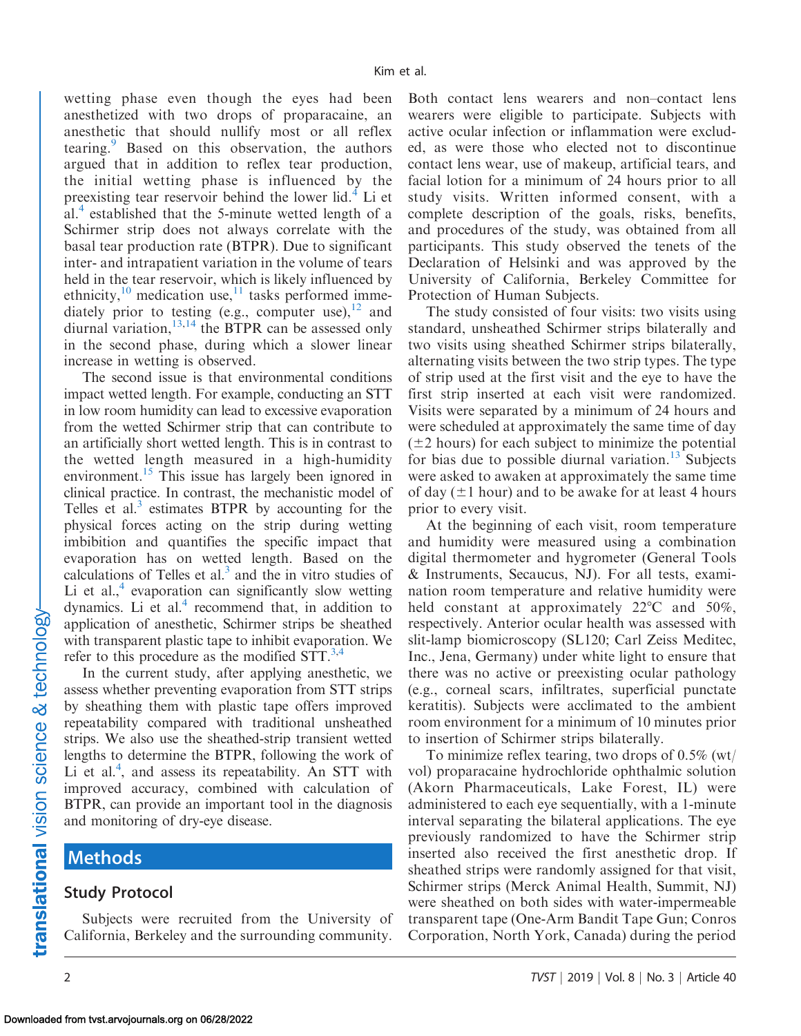wetting phase even though the eyes had been anesthetized with two drops of proparacaine, an anesthetic that should nullify most or all reflex tearing.[9] Based on this observation, the authors argued that in addition to reflex tear production, the initial wetting phase is influenced by the preexisting tear reservoir behind the lower lid.[4] Li et al.[4] established that the 5-minute wetted length of a Schirmer strip does not always correlate with the basal tear production rate (BTPR). Due to significant inter- and intrapatient variation in the volume of tears held in the tear reservoir, which is likely influenced by ethnicity,[10] medication use,[11] tasks performed immediately prior to testing (e.g., computer use),[12] and diurnal variation,[13,14] the BTPR can be assessed only in the second phase, during which a slower linear increase in wetting is observed.

The second issue is that environmental conditions impact wetted length. For example, conducting an STT in low room humidity can lead to excessive evaporation from the wetted Schirmer strip that can contribute to an artificially short wetted length. This is in contrast to the wetted length measured in a high-humidity environment.[15] This issue has largely been ignored in clinical practice. In contrast, the mechanistic model of Telles et al.[3] estimates BTPR by accounting for the physical forces acting on the strip during wetting imbibition and quantifies the specific impact that evaporation has on wetted length. Based on the calculations of Telles et al.[3] and the in vitro studies of Li et al.,[4] evaporation can significantly slow wetting dynamics. Li et al.[4] recommend that, in addition to application of anesthetic, Schirmer strips be sheathed with transparent plastic tape to inhibit evaporation. We refer to this procedure as the modified STT.[3,4]

In the current study, after applying anesthetic, we assess whether preventing evaporation from STT strips by sheathing them with plastic tape offers improved repeatability compared with traditional unsheathed strips. We also use the sheathed-strip transient wetted lengths to determine the BTPR, following the work of Li et al.[4], and assess its repeatability. An STT with improved accuracy, combined with calculation of BTPR, can provide an important tool in the diagnosis and monitoring of dry-eye disease.

## Methods

### Study Protocol

Subjects were recruited from the University of California, Berkeley and the surrounding community. Both contact lens wearers and non–contact lens wearers were eligible to participate. Subjects with active ocular infection or inflammation were excluded, as were those who elected not to discontinue contact lens wear, use of makeup, artificial tears, and facial lotion for a minimum of 24 hours prior to all study visits. Written informed consent, with a complete description of the goals, risks, benefits, and procedures of the study, was obtained from all participants. This study observed the tenets of the Declaration of Helsinki and was approved by the University of California, Berkeley Committee for Protection of Human Subjects.

The study consisted of four visits: two visits using standard, unsheathed Schirmer strips bilaterally and two visits using sheathed Schirmer strips bilaterally, alternating visits between the two strip types. The type of strip used at the first visit and the eye to have the first strip inserted at each visit were randomized. Visits were separated by a minimum of 24 hours and were scheduled at approximately the same time of day ($\pm$2 hours) for each subject to minimize the potential for bias due to possible diurnal variation.[13] Subjects were asked to awaken at approximately the same time of day ($\pm$1 hour) and to be awake for at least 4 hours prior to every visit.

At the beginning of each visit, room temperature and humidity were measured using a combination digital thermometer and hygrometer (General Tools & Instruments, Secaucus, NJ). For all tests, examination room temperature and relative humidity were held constant at approximately 22°C and 50%, respectively. Anterior ocular health was assessed with slit-lamp biomicroscopy (SL120; Carl Zeiss Meditec, Inc., Jena, Germany) under white light to ensure that there was no active or preexisting ocular pathology (e.g., corneal scars, infiltrates, superficial punctate keratitis). Subjects were acclimated to the ambient room environment for a minimum of 10 minutes prior to insertion of Schirmer strips bilaterally.

To minimize reflex tearing, two drops of 0.5% (wt/vol) proparacaine hydrochloride ophthalmic solution (Akorn Pharmaceuticals, Lake Forest, IL) were administered to each eye sequentially, with a 1-minute interval separating the bilateral applications. The eye previously randomized to have the Schirmer strip inserted also received the first anesthetic drop. If sheathed strips were randomly assigned for that visit, Schirmer strips (Merck Animal Health, Summit, NJ) were sheathed on both sides with water-impermeable transparent tape (One-Arm Bandit Tape Gun; Conros Corporation, North York, Canada) during the period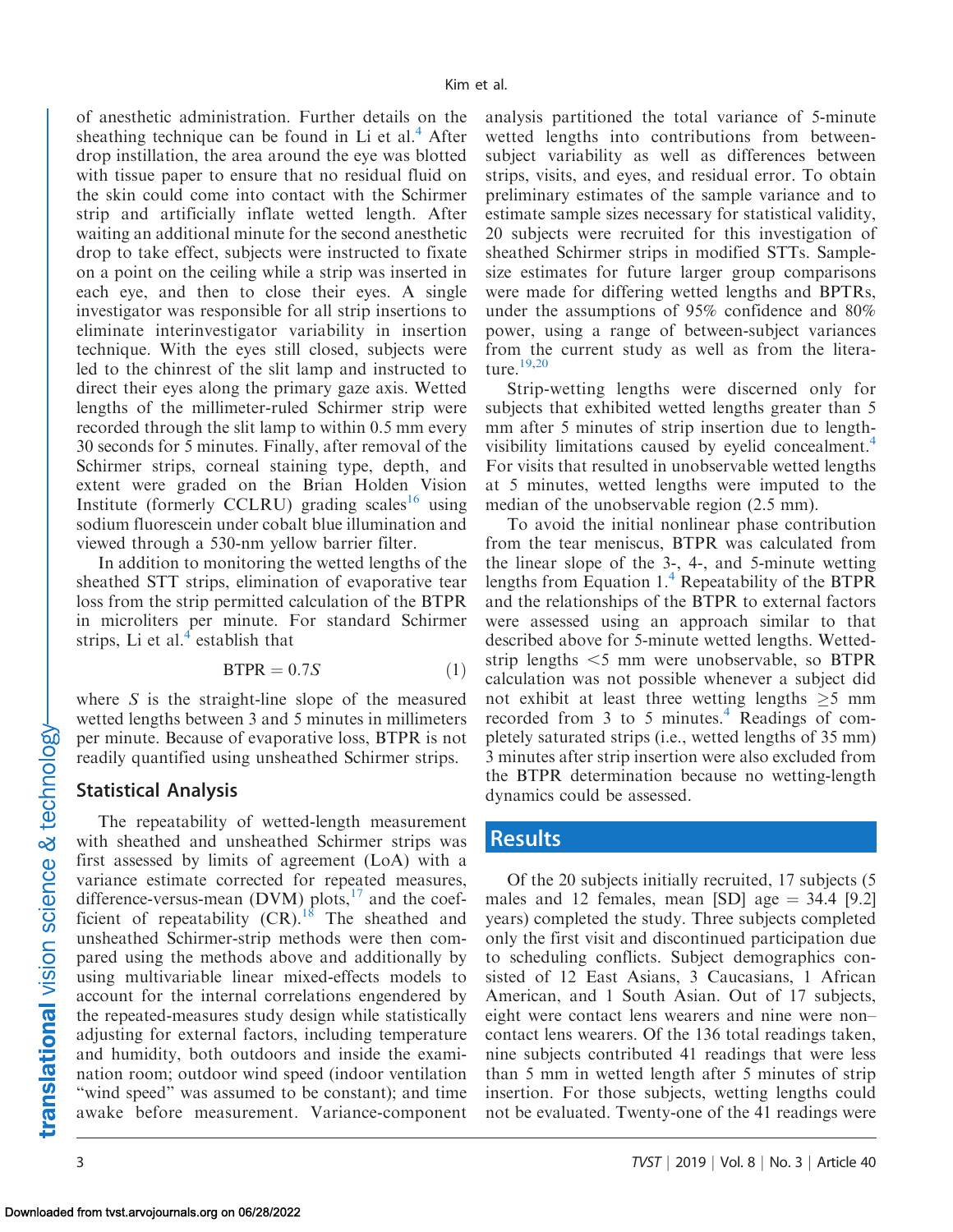of anesthetic administration. Further details on the sheathing technique can be found in Li et al.[4] After drop instillation, the area around the eye was blotted with tissue paper to ensure that no residual fluid on the skin could come into contact with the Schirmer strip and artificially inflate wetted length. After waiting an additional minute for the second anesthetic drop to take effect, subjects were instructed to fixate on a point on the ceiling while a strip was inserted in each eye, and then to close their eyes. A single investigator was responsible for all strip insertions to eliminate interinvestigator variability in insertion technique. With the eyes still closed, subjects were led to the chinrest of the slit lamp and instructed to direct their eyes along the primary gaze axis. Wetted lengths of the millimeter-ruled Schirmer strip were recorded through the slit lamp to within 0.5 mm every 30 seconds for 5 minutes. Finally, after removal of the Schirmer strips, corneal staining type, depth, and extent were graded on the Brian Holden Vision Institute (formerly CCLRU) grading scales[16] using sodium fluorescein under cobalt blue illumination and viewed through a 530-nm yellow barrier filter.

In addition to monitoring the wetted lengths of the sheathed STT strips, elimination of evaporative tear loss from the strip permitted calculation of the BTPR in microliters per minute. For standard Schirmer strips, Li et al.[4] establish that

$$\mathrm{BTPR} = 0.7S \tag{1}$$

where $S$ is the straight-line slope of the measured wetted lengths between 3 and 5 minutes in millimeters per minute. Because of evaporative loss, BTPR is not readily quantified using unsheathed Schirmer strips.

## Statistical Analysis

The repeatability of wetted-length measurement with sheathed and unsheathed Schirmer strips was first assessed by limits of agreement (LoA) with a variance estimate corrected for repeated measures, difference-versus-mean (DVM) plots,[17] and the coefficient of repeatability (CR).[18] The sheathed and unsheathed Schirmer-strip methods were then compared using the methods above and additionally by using multivariable linear mixed-effects models to account for the internal correlations engendered by the repeated-measures study design while statistically adjusting for external factors, including temperature and humidity, both outdoors and inside the examination room; outdoor wind speed (indoor ventilation "wind speed" was assumed to be constant); and time awake before measurement. Variance-component analysis partitioned the total variance of 5-minute wetted lengths into contributions from between-subject variability as well as differences between strips, visits, and eyes, and residual error. To obtain preliminary estimates of the sample variance and to estimate sample sizes necessary for statistical validity, 20 subjects were recruited for this investigation of sheathed Schirmer strips in modified STTs. Sample-size estimates for future larger group comparisons were made for differing wetted lengths and BPTRs, under the assumptions of 95% confidence and 80% power, using a range of between-subject variances from the current study as well as from the literature.[19,20]

Strip-wetting lengths were discerned only for subjects that exhibited wetted lengths greater than 5 mm after 5 minutes of strip insertion due to length-visibility limitations caused by eyelid concealment.[4] For visits that resulted in unobservable wetted lengths at 5 minutes, wetted lengths were imputed to the median of the unobservable region (2.5 mm).

To avoid the initial nonlinear phase contribution from the tear meniscus, BTPR was calculated from the linear slope of the 3-, 4-, and 5-minute wetting lengths from Equation 1.[4] Repeatability of the BTPR and the relationships of the BTPR to external factors were assessed using an approach similar to that described above for 5-minute wetted lengths. Wetted-strip lengths $<5$ mm were unobservable, so BTPR calculation was not possible whenever a subject did not exhibit at least three wetting lengths $\geq 5$ mm recorded from 3 to 5 minutes.[4] Readings of completely saturated strips (i.e., wetted lengths of 35 mm) 3 minutes after strip insertion were also excluded from the BTPR determination because no wetting-length dynamics could be assessed.

# Results

Of the 20 subjects initially recruited, 17 subjects (5 males and 12 females, mean [SD] age = 34.4 [9.2] years) completed the study. Three subjects completed only the first visit and discontinued participation due to scheduling conflicts. Subject demographics consisted of 12 East Asians, 3 Caucasians, 1 African American, and 1 South Asian. Out of 17 subjects, eight were contact lens wearers and nine were non–contact lens wearers. Of the 136 total readings taken, nine subjects contributed 41 readings that were less than 5 mm in wetted length after 5 minutes of strip insertion. For those subjects, wetting lengths could not be evaluated. Twenty-one of the 41 readings were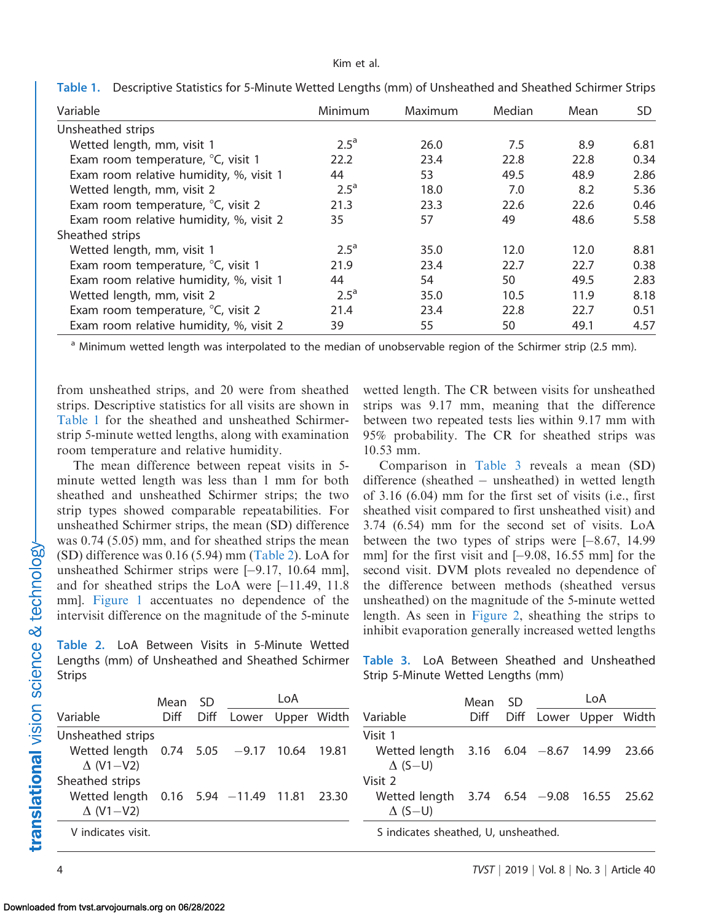**Table 1.** Descriptive Statistics for 5-Minute Wetted Lengths (mm) of Unsheathed and Sheathed Schirmer Strips

| Variable | Minimum | Maximum | Median | Mean | SD |
|---|---|---|---|---|---|
| Unsheathed strips | | | | | |
| Wetted length, mm, visit 1 | 2.5[a] | 26.0 | 7.5 | 8.9 | 6.81 |
| Exam room temperature, °C, visit 1 | 22.2 | 23.4 | 22.8 | 22.8 | 0.34 |
| Exam room relative humidity, %, visit 1 | 44 | 53 | 49.5 | 48.9 | 2.86 |
| Wetted length, mm, visit 2 | 2.5[a] | 18.0 | 7.0 | 8.2 | 5.36 |
| Exam room temperature, °C, visit 2 | 21.3 | 23.3 | 22.6 | 22.6 | 0.46 |
| Exam room relative humidity, %, visit 2 | 35 | 57 | 49 | 48.6 | 5.58 |
| Sheathed strips | | | | | |
| Wetted length, mm, visit 1 | 2.5[a] | 35.0 | 12.0 | 12.0 | 8.81 |
| Exam room temperature, °C, visit 1 | 21.9 | 23.4 | 22.7 | 22.7 | 0.38 |
| Exam room relative humidity, %, visit 1 | 44 | 54 | 50 | 49.5 | 2.83 |
| Wetted length, mm, visit 2 | 2.5[a] | 35.0 | 10.5 | 11.9 | 8.18 |
| Exam room temperature, °C, visit 2 | 21.4 | 23.4 | 22.8 | 22.7 | 0.51 |
| Exam room relative humidity, %, visit 2 | 39 | 55 | 50 | 49.1 | 4.57 |

[a] Minimum wetted length was interpolated to the median of unobservable region of the Schirmer strip (2.5 mm).

from unsheathed strips, and 20 were from sheathed strips. Descriptive statistics for all visits are shown in Table 1 for the sheathed and unsheathed Schirmer-strip 5-minute wetted lengths, along with examination room temperature and relative humidity.

The mean difference between repeat visits in 5-minute wetted length was less than 1 mm for both sheathed and unsheathed Schirmer strips; the two strip types showed comparable repeatabilities. For unsheathed Schirmer strips, the mean (SD) difference was 0.74 (5.05) mm, and for sheathed strips the mean (SD) difference was 0.16 (5.94) mm (Table 2). LoA for unsheathed Schirmer strips were [−9.17, 10.64 mm], and for sheathed strips the LoA were [−11.49, 11.8 mm]. Figure 1 accentuates no dependence of the intervisit difference on the magnitude of the 5-minute wetted length. The CR between visits for unsheathed strips was 9.17 mm, meaning that the difference between two repeated tests lies within 9.17 mm with 95% probability. The CR for sheathed strips was 10.53 mm.

Comparison in Table 3 reveals a mean (SD) difference (sheathed − unsheathed) in wetted length of 3.16 (6.04) mm for the first set of visits (i.e., first sheathed visit compared to first unsheathed visit) and 3.74 (6.54) mm for the second set of visits. LoA between the two types of strips were [−8.67, 14.99 mm] for the first visit and [−9.08, 16.55 mm] for the second visit. DVM plots revealed no dependence of the difference between methods (sheathed versus unsheathed) on the magnitude of the 5-minute wetted length. As seen in Figure 2, sheathing the strips to inhibit evaporation generally increased wetted lengths

**Table 2.** LoA Between Visits in 5-Minute Wetted Lengths (mm) of Unsheathed and Sheathed Schirmer Strips

| Variable | Mean Diff | SD Diff | LoA Lower | LoA Upper | LoA Width |
|---|---|---|---|---|---|
| Unsheathed strips | | | | | |
| Wetted length Δ (V1−V2) | 0.74 | 5.05 | −9.17 | 10.64 | 19.81 |
| Sheathed strips | | | | | |
| Wetted length Δ (V1−V2) | 0.16 | 5.94 | −11.49 | 11.81 | 23.30 |

V indicates visit.

**Table 3.** LoA Between Sheathed and Unsheathed Strip 5-Minute Wetted Lengths (mm)

| Variable | Mean Diff | SD Diff | LoA Lower | LoA Upper | LoA Width |
|---|---|---|---|---|---|
| Visit 1 | | | | | |
| Wetted length Δ (S−U) | 3.16 | 6.04 | −8.67 | 14.99 | 23.66 |
| Visit 2 | | | | | |
| Wetted length Δ (S−U) | 3.74 | 6.54 | −9.08 | 16.55 | 25.62 |

S indicates sheathed, U, unsheathed.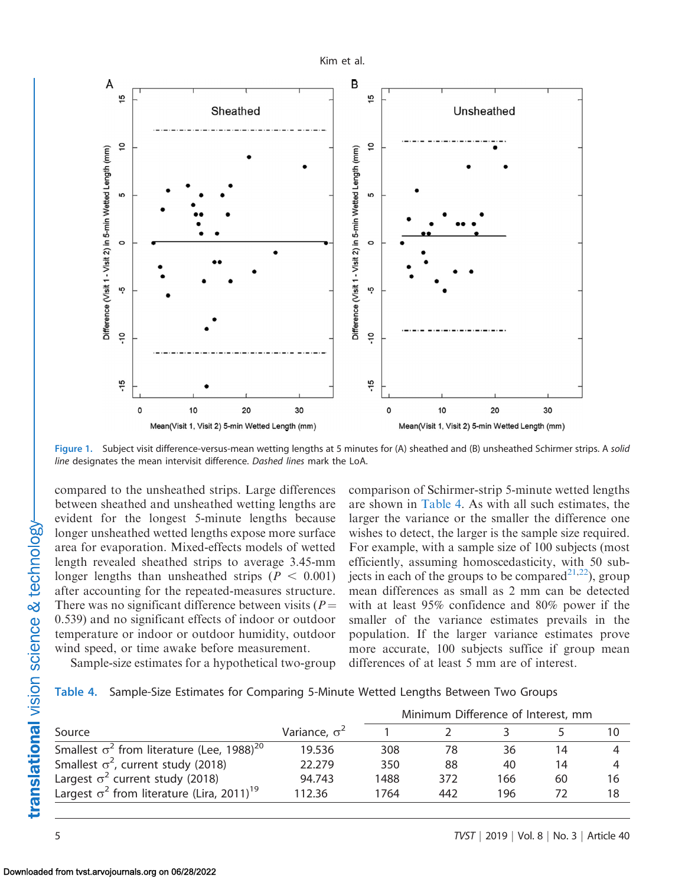Figure 1. Subject visit difference-versus-mean wetting lengths at 5 minutes for (A) sheathed and (B) unsheathed Schirmer strips. A *solid line* designates the mean intervisit difference. *Dashed lines* mark the LoA.

compared to the unsheathed strips. Large differences between sheathed and unsheathed wetting lengths are evident for the longest 5-minute lengths because longer unsheathed wetted lengths expose more surface area for evaporation. Mixed-effects models of wetted length revealed sheathed strips to average 3.45-mm longer lengths than unsheathed strips ($P < 0.001$) after accounting for the repeated-measures structure. There was no significant difference between visits ($P = 0.539$) and no significant effects of indoor or outdoor temperature or indoor or outdoor humidity, outdoor wind speed, or time awake before measurement.

Sample-size estimates for a hypothetical two-group comparison of Schirmer-strip 5-minute wetted lengths are shown in Table 4. As with all such estimates, the larger the variance or the smaller the difference one wishes to detect, the larger is the sample size required. For example, with a sample size of 100 subjects (most efficiently, assuming homoscedasticity, with 50 subjects in each of the groups to be compared[21,22]), group mean differences as small as 2 mm can be detected with at least 95% confidence and 80% power if the smaller of the variance estimates prevails in the population. If the larger variance estimates prove more accurate, 100 subjects suffice if group mean differences of at least 5 mm are of interest.

**Table 4.** Sample-Size Estimates for Comparing 5-Minute Wetted Lengths Between Two Groups

| Source | Variance, $\sigma^2$ | Minimum Difference of Interest, mm | | | | |
|---|---|---|---|---|---|---|
| | | 1 | 2 | 3 | 5 | 10 |
| Smallest $\sigma^2$ from literature (Lee, 1988)[20] | 19.536 | 308 | 78 | 36 | 14 | 4 |
| Smallest $\sigma^2$, current study (2018) | 22.279 | 350 | 88 | 40 | 14 | 4 |
| Largest $\sigma^2$ current study (2018) | 94.743 | 1488 | 372 | 166 | 60 | 16 |
| Largest $\sigma^2$ from literature (Lira, 2011)[19] | 112.36 | 1764 | 442 | 196 | 72 | 18 |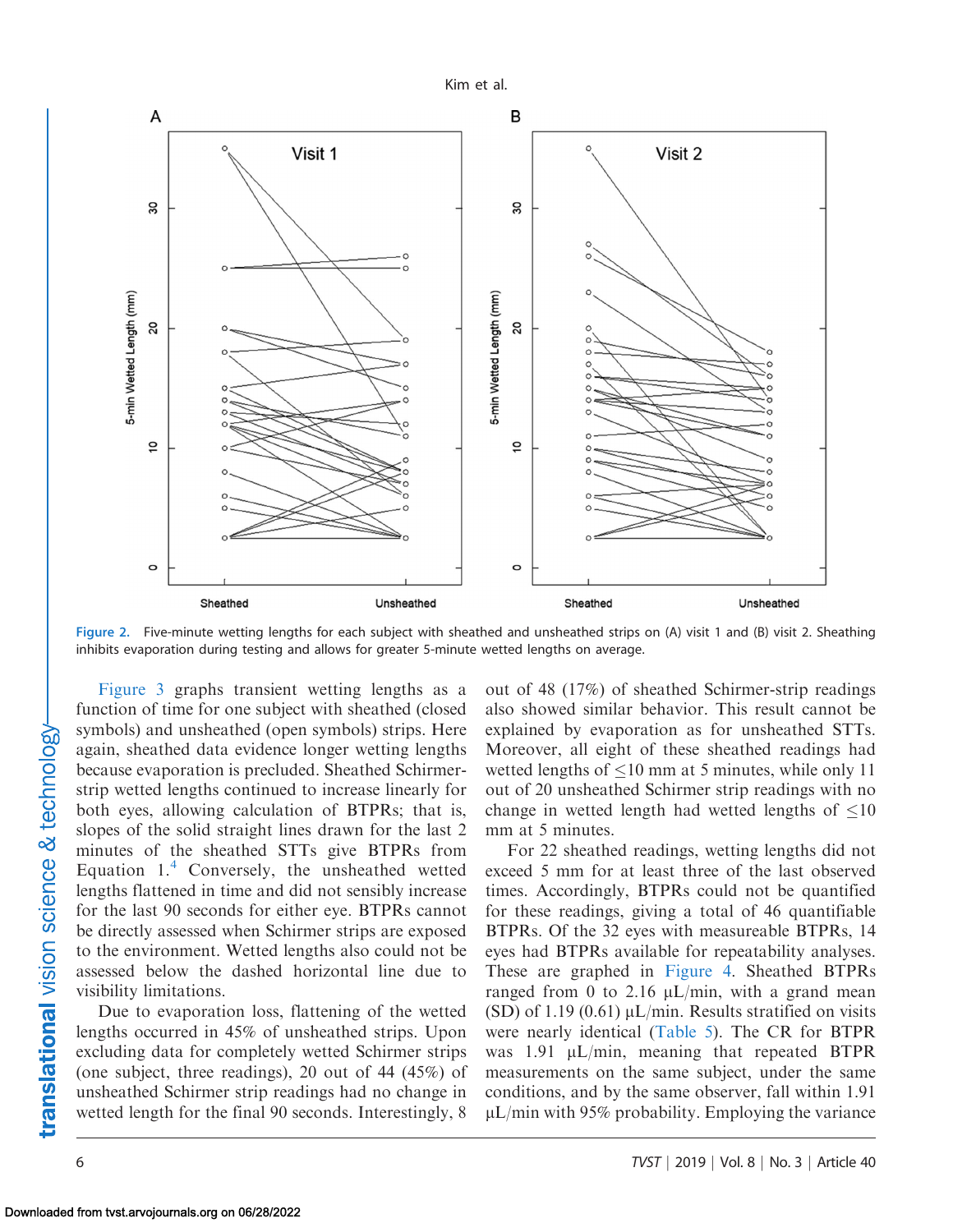Figure 2. Five-minute wetting lengths for each subject with sheathed and unsheathed strips on (A) visit 1 and (B) visit 2. Sheathing inhibits evaporation during testing and allows for greater 5-minute wetted lengths on average.

Figure 3 graphs transient wetting lengths as a function of time for one subject with sheathed (closed symbols) and unsheathed (open symbols) strips. Here again, sheathed data evidence longer wetting lengths because evaporation is precluded. Sheathed Schirmer-strip wetted lengths continued to increase linearly for both eyes, allowing calculation of BTPRs; that is, slopes of the solid straight lines drawn for the last 2 minutes of the sheathed STTs give BTPRs from Equation 1.[4] Conversely, the unsheathed wetted lengths flattened in time and did not sensibly increase for the last 90 seconds for either eye. BTPRs cannot be directly assessed when Schirmer strips are exposed to the environment. Wetted lengths also could not be assessed below the dashed horizontal line due to visibility limitations.

Due to evaporation loss, flattening of the wetted lengths occurred in 45% of unsheathed strips. Upon excluding data for completely wetted Schirmer strips (one subject, three readings), 20 out of 44 (45%) of unsheathed Schirmer strip readings had no change in wetted length for the final 90 seconds. Interestingly, 8 out of 48 (17%) of sheathed Schirmer-strip readings also showed similar behavior. This result cannot be explained by evaporation as for unsheathed STTs. Moreover, all eight of these sheathed readings had wetted lengths of ≤10 mm at 5 minutes, while only 11 out of 20 unsheathed Schirmer strip readings with no change in wetted length had wetted lengths of ≤10 mm at 5 minutes.

For 22 sheathed readings, wetting lengths did not exceed 5 mm for at least three of the last observed times. Accordingly, BTPRs could not be quantified for these readings, giving a total of 46 quantifiable BTPRs. Of the 32 eyes with measureable BTPRs, 14 eyes had BTPRs available for repeatability analyses. These are graphed in Figure 4. Sheathed BTPRs ranged from 0 to 2.16 μL/min, with a grand mean (SD) of 1.19 (0.61) μL/min. Results stratified on visits were nearly identical (Table 5). The CR for BTPR was 1.91 μL/min, meaning that repeated BTPR measurements on the same subject, under the same conditions, and by the same observer, fall within 1.91 μL/min with 95% probability. Employing the variance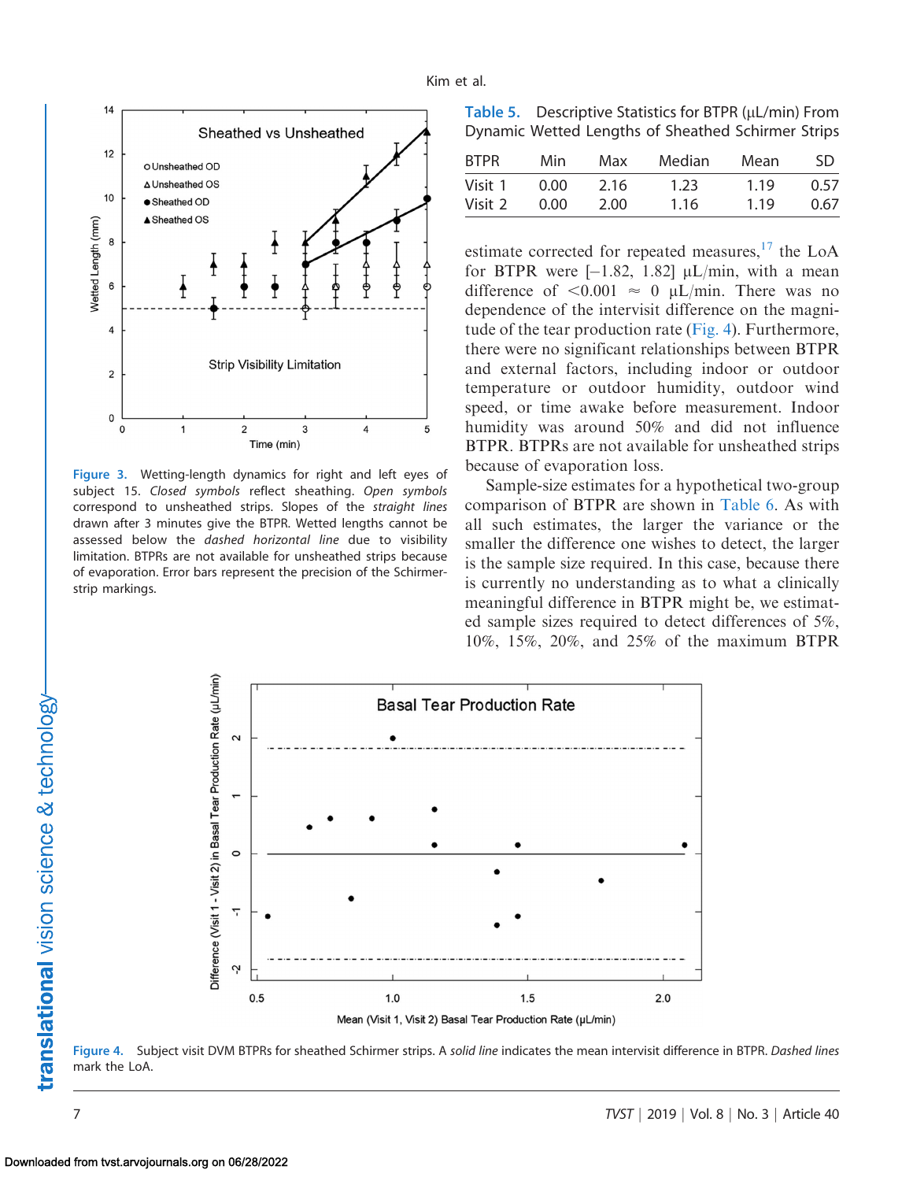Figure 3. Wetting-length dynamics for right and left eyes of subject 15. *Closed symbols* reflect sheathing. *Open symbols* correspond to unsheathed strips. Slopes of the *straight lines* drawn after 3 minutes give the BTPR. Wetted lengths cannot be assessed below the *dashed horizontal line* due to visibility limitation. BTPRs are not available for unsheathed strips because of evaporation. Error bars represent the precision of the Schirmer-strip markings.

Table 5. Descriptive Statistics for BTPR (μL/min) From Dynamic Wetted Lengths of Sheathed Schirmer Strips

| BTPR | Min | Max | Median | Mean | SD |
|---|---|---|---|---|---|
| Visit 1 | 0.00 | 2.16 | 1.23 | 1.19 | 0.57 |
| Visit 2 | 0.00 | 2.00 | 1.16 | 1.19 | 0.67 |

estimate corrected for repeated measures,[17] the LoA for BTPR were [−1.82, 1.82] μL/min, with a mean difference of $<0.001 \approx 0$ μL/min. There was no dependence of the intervisit difference on the magnitude of the tear production rate (Fig. 4). Furthermore, there were no significant relationships between BTPR and external factors, including indoor or outdoor temperature or outdoor humidity, outdoor wind speed, or time awake before measurement. Indoor humidity was around 50% and did not influence BTPR. BTPRs are not available for unsheathed strips because of evaporation loss.

Sample-size estimates for a hypothetical two-group comparison of BTPR are shown in Table 6. As with all such estimates, the larger the variance or the smaller the difference one wishes to detect, the larger is the sample size required. In this case, because there is currently no understanding as to what a clinically meaningful difference in BTPR might be, we estimated sample sizes required to detect differences of 5%, 10%, 15%, 20%, and 25% of the maximum BTPR

Figure 4. Subject visit DVM BTPRs for sheathed Schirmer strips. A *solid line* indicates the mean intervisit difference in BTPR. *Dashed lines* mark the LoA.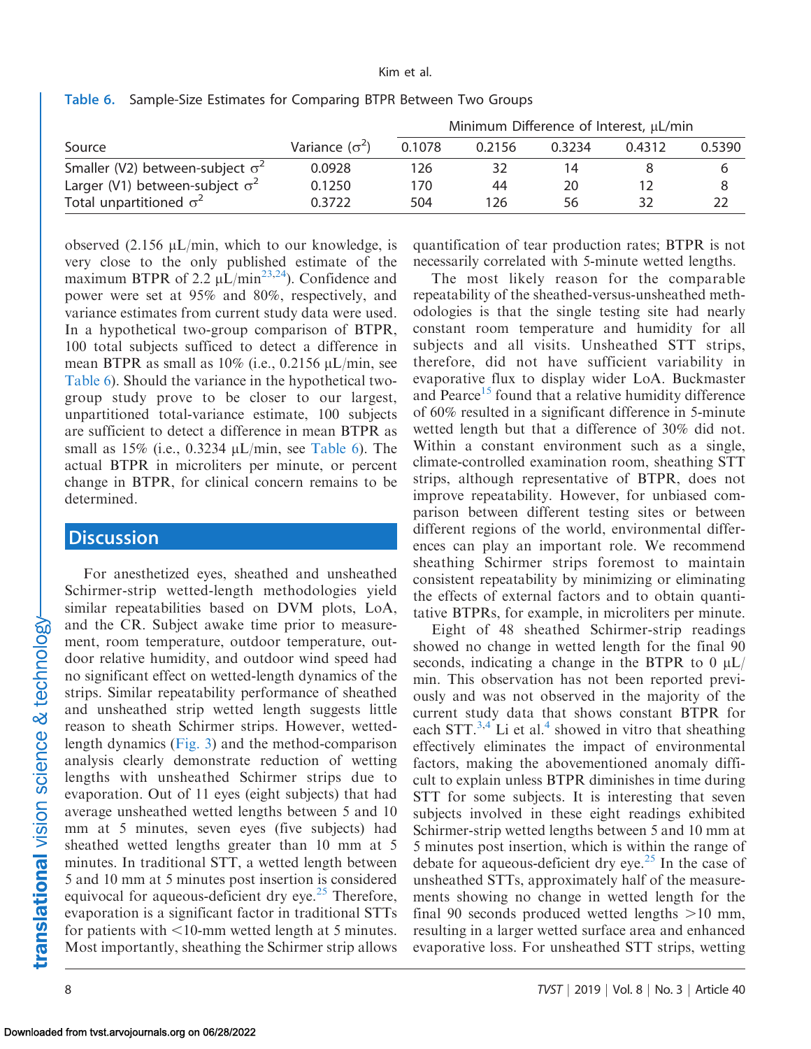Table 6. Sample-Size Estimates for Comparing BTPR Between Two Groups

| Source | Variance ($\sigma^2$) | Minimum Difference of Interest, µL/min | | | | |
|---|---|---|---|---|---|---|
| | | 0.1078 | 0.2156 | 0.3234 | 0.4312 | 0.5390 |
| Smaller (V2) between-subject $\sigma^2$ | 0.0928 | 126 | 32 | 14 | 8 | 6 |
| Larger (V1) between-subject $\sigma^2$ | 0.1250 | 170 | 44 | 20 | 12 | 8 |
| Total unpartitioned $\sigma^2$ | 0.3722 | 504 | 126 | 56 | 32 | 22 |

observed (2.156 µL/min, which to our knowledge, is very close to the only published estimate of the maximum BTPR of 2.2 µL/min[23,24]). Confidence and power were set at 95% and 80%, respectively, and variance estimates from current study data were used. In a hypothetical two-group comparison of BTPR, 100 total subjects sufficed to detect a difference in mean BTPR as small as 10% (i.e., 0.2156 µL/min, see Table 6). Should the variance in the hypothetical two-group study prove to be closer to our largest, unpartitioned total-variance estimate, 100 subjects are sufficient to detect a difference in mean BTPR as small as 15% (i.e., 0.3234 µL/min, see Table 6). The actual BTPR in microliters per minute, or percent change in BTPR, for clinical concern remains to be determined.

## Discussion

For anesthetized eyes, sheathed and unsheathed Schirmer-strip wetted-length methodologies yield similar repeatabilities based on DVM plots, LoA, and the CR. Subject awake time prior to measurement, room temperature, outdoor temperature, outdoor relative humidity, and outdoor wind speed had no significant effect on wetted-length dynamics of the strips. Similar repeatability performance of sheathed and unsheathed strip wetted length suggests little reason to sheath Schirmer strips. However, wetted-length dynamics (Fig. 3) and the method-comparison analysis clearly demonstrate reduction of wetting lengths with unsheathed Schirmer strips due to evaporation. Out of 11 eyes (eight subjects) that had average unsheathed wetted lengths between 5 and 10 mm at 5 minutes, seven eyes (five subjects) had sheathed wetted lengths greater than 10 mm at 5 minutes. In traditional STT, a wetted length between 5 and 10 mm at 5 minutes post insertion is considered equivocal for aqueous-deficient dry eye.[25] Therefore, evaporation is a significant factor in traditional STTs for patients with <10-mm wetted length at 5 minutes. Most importantly, sheathing the Schirmer strip allows quantification of tear production rates; BTPR is not necessarily correlated with 5-minute wetted lengths.

The most likely reason for the comparable repeatability of the sheathed-versus-unsheathed methodologies is that the single testing site had nearly constant room temperature and humidity for all subjects and all visits. Unsheathed STT strips, therefore, did not have sufficient variability in evaporative flux to display wider LoA. Buckmaster and Pearce[15] found that a relative humidity difference of 60% resulted in a significant difference in 5-minute wetted length but that a difference of 30% did not. Within a constant environment such as a single, climate-controlled examination room, sheathing STT strips, although representative of BTPR, does not improve repeatability. However, for unbiased comparison between different testing sites or between different regions of the world, environmental differences can play an important role. We recommend sheathing Schirmer strips foremost to maintain consistent repeatability by minimizing or eliminating the effects of external factors and to obtain quantitative BTPRs, for example, in microliters per minute.

Eight of 48 sheathed Schirmer-strip readings showed no change in wetted length for the final 90 seconds, indicating a change in the BTPR to 0 µL/min. This observation has not been reported previously and was not observed in the majority of the current study data that shows constant BTPR for each STT.[3,4] Li et al.[4] showed in vitro that sheathing effectively eliminates the impact of environmental factors, making the abovementioned anomaly difficult to explain unless BTPR diminishes in time during STT for some subjects. It is interesting that seven subjects involved in these eight readings exhibited Schirmer-strip wetted lengths between 5 and 10 mm at 5 minutes post insertion, which is within the range of debate for aqueous-deficient dry eye.[25] In the case of unsheathed STTs, approximately half of the measurements showing no change in wetted length for the final 90 seconds produced wetted lengths >10 mm, resulting in a larger wetted surface area and enhanced evaporative loss. For unsheathed STT strips, wetting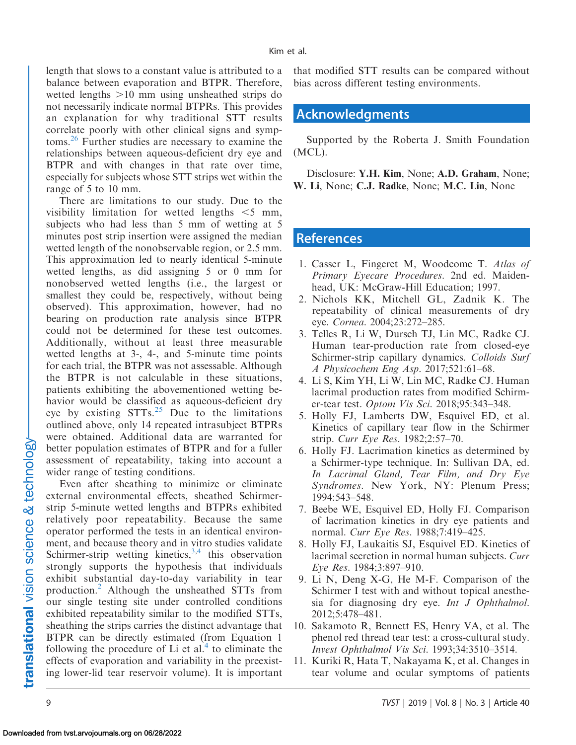length that slows to a constant value is attributed to a balance between evaporation and BTPR. Therefore, wetted lengths >10 mm using unsheathed strips do not necessarily indicate normal BTPRs. This provides an explanation for why traditional STT results correlate poorly with other clinical signs and symptoms.[26] Further studies are necessary to examine the relationships between aqueous-deficient dry eye and BTPR and with changes in that rate over time, especially for subjects whose STT strips wet within the range of 5 to 10 mm.

There are limitations to our study. Due to the visibility limitation for wetted lengths <5 mm, subjects who had less than 5 mm of wetting at 5 minutes post strip insertion were assigned the median wetted length of the nonobservable region, or 2.5 mm. This approximation led to nearly identical 5-minute wetted lengths, as did assigning 5 or 0 mm for nonobserved wetted lengths (i.e., the largest or smallest they could be, respectively, without being observed). This approximation, however, had no bearing on production rate analysis since BTPR could not be determined for these test outcomes. Additionally, without at least three measurable wetted lengths at 3-, 4-, and 5-minute time points for each trial, the BTPR was not assessable. Although the BTPR is not calculable in these situations, patients exhibiting the abovementioned wetting behavior would be classified as aqueous-deficient dry eye by existing STTs.[25] Due to the limitations outlined above, only 14 repeated intrasubject BTPRs were obtained. Additional data are warranted for better population estimates of BTPR and for a fuller assessment of repeatability, taking into account a wider range of testing conditions.

Even after sheathing to minimize or eliminate external environmental effects, sheathed Schirmer-strip 5-minute wetted lengths and BTPRs exhibited relatively poor repeatability. Because the same operator performed the tests in an identical environment, and because theory and in vitro studies validate Schirmer-strip wetting kinetics,[3,4] this observation strongly supports the hypothesis that individuals exhibit substantial day-to-day variability in tear production.[2] Although the unsheathed STTs from our single testing site under controlled conditions exhibited repeatability similar to the modified STTs, sheathing the strips carries the distinct advantage that BTPR can be directly estimated (from Equation 1 following the procedure of Li et al.[4] to eliminate the effects of evaporation and variability in the preexisting lower-lid tear reservoir volume). It is important that modified STT results can be compared without bias across different testing environments.

## Acknowledgments

Supported by the Roberta J. Smith Foundation (MCL).

Disclosure: **Y.H. Kim**, None; **A.D. Graham**, None; **W. Li**, None; **C.J. Radke**, None; **M.C. Lin**, None

## References

1. Casser L, Fingeret M, Woodcome T. *Atlas of Primary Eyecare Procedures*. 2nd ed. Maidenhead, UK: McGraw-Hill Education; 1997.
2. Nichols KK, Mitchell GL, Zadnik K. The repeatability of clinical measurements of dry eye. *Cornea*. 2004;23:272–285.
3. Telles R, Li W, Dursch TJ, Lin MC, Radke CJ. Human tear-production rate from closed-eye Schirmer-strip capillary dynamics. *Colloids Surf A Physicochem Eng Asp*. 2017;521:61–68.
4. Li S, Kim YH, Li W, Lin MC, Radke CJ. Human lacrimal production rates from modified Schirmer-tear test. *Optom Vis Sci*. 2018;95:343–348.
5. Holly FJ, Lamberts DW, Esquivel ED, et al. Kinetics of capillary tear flow in the Schirmer strip. *Curr Eye Res*. 1982;2:57–70.
6. Holly FJ. Lacrimation kinetics as determined by a Schirmer-type technique. In: Sullivan DA, ed. *In Lacrimal Gland, Tear Film, and Dry Eye Syndromes*. New York, NY: Plenum Press; 1994:543–548.
7. Beebe WE, Esquivel ED, Holly FJ. Comparison of lacrimation kinetics in dry eye patients and normal. *Curr Eye Res*. 1988;7:419–425.
8. Holly FJ, Laukaitis SJ, Esquivel ED. Kinetics of lacrimal secretion in normal human subjects. *Curr Eye Res*. 1984;3:897–910.
9. Li N, Deng X-G, He M-F. Comparison of the Schirmer I test with and without topical anesthesia for diagnosing dry eye. *Int J Ophthalmol*. 2012;5:478–481.
10. Sakamoto R, Bennett ES, Henry VA, et al. The phenol red thread tear test: a cross-cultural study. *Invest Ophthalmol Vis Sci*. 1993;34:3510–3514.
11. Kuriki R, Hata T, Nakayama K, et al. Changes in tear volume and ocular symptoms of patients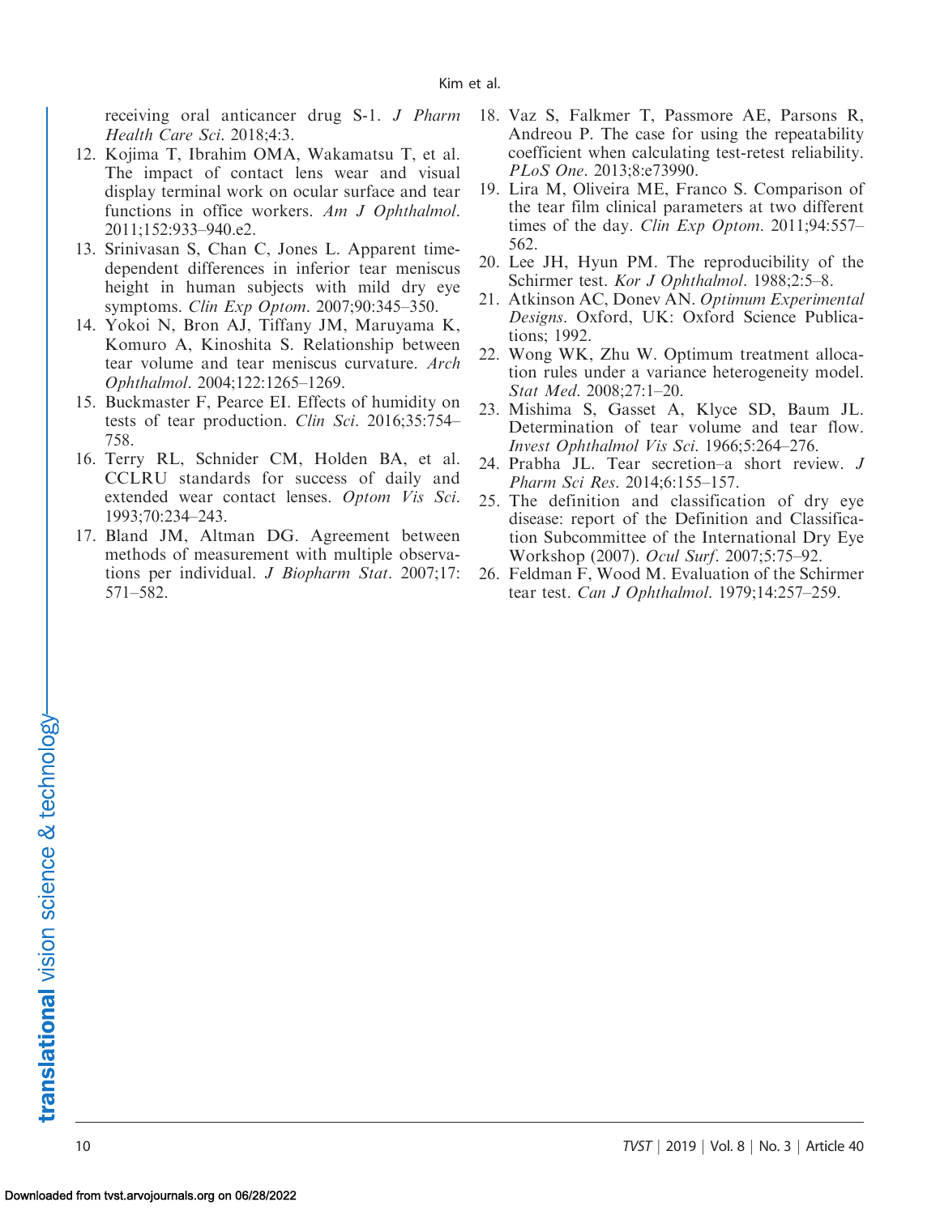receiving oral anticancer drug S-1. *J Pharm Health Care Sci*. 2018;4:3.

12. Kojima T, Ibrahim OMA, Wakamatsu T, et al. The impact of contact lens wear and visual display terminal work on ocular surface and tear functions in office workers. *Am J Ophthalmol*. 2011;152:933–940.e2.
13. Srinivasan S, Chan C, Jones L. Apparent time-dependent differences in inferior tear meniscus height in human subjects with mild dry eye symptoms. *Clin Exp Optom*. 2007;90:345–350.
14. Yokoi N, Bron AJ, Tiffany JM, Maruyama K, Komuro A, Kinoshita S. Relationship between tear volume and tear meniscus curvature. *Arch Ophthalmol*. 2004;122:1265–1269.
15. Buckmaster F, Pearce EI. Effects of humidity on tests of tear production. *Clin Sci*. 2016;35:754–758.
16. Terry RL, Schnider CM, Holden BA, et al. CCLRU standards for success of daily and extended wear contact lenses. *Optom Vis Sci*. 1993;70:234–243.
17. Bland JM, Altman DG. Agreement between methods of measurement with multiple observations per individual. *J Biopharm Stat*. 2007;17:571–582.
18. Vaz S, Falkmer T, Passmore AE, Parsons R, Andreou P. The case for using the repeatability coefficient when calculating test-retest reliability. *PLoS One*. 2013;8:e73990.
19. Lira M, Oliveira ME, Franco S. Comparison of the tear film clinical parameters at two different times of the day. *Clin Exp Optom*. 2011;94:557–562.
20. Lee JH, Hyun PM. The reproducibility of the Schirmer test. *Kor J Ophthalmol*. 1988;2:5–8.
21. Atkinson AC, Donev AN. *Optimum Experimental Designs*. Oxford, UK: Oxford Science Publications; 1992.
22. Wong WK, Zhu W. Optimum treatment allocation rules under a variance heterogeneity model. *Stat Med*. 2008;27:1–20.
23. Mishima S, Gasset A, Klyce SD, Baum JL. Determination of tear volume and tear flow. *Invest Ophthalmol Vis Sci*. 1966;5:264–276.
24. Prabha JL. Tear secretion–a short review. *J Pharm Sci Res*. 2014;6:155–157.
25. The definition and classification of dry eye disease: report of the Definition and Classification Subcommittee of the International Dry Eye Workshop (2007). *Ocul Surf*. 2007;5:75–92.
26. Feldman F, Wood M. Evaluation of the Schirmer tear test. *Can J Ophthalmol*. 1979;14:257–259.